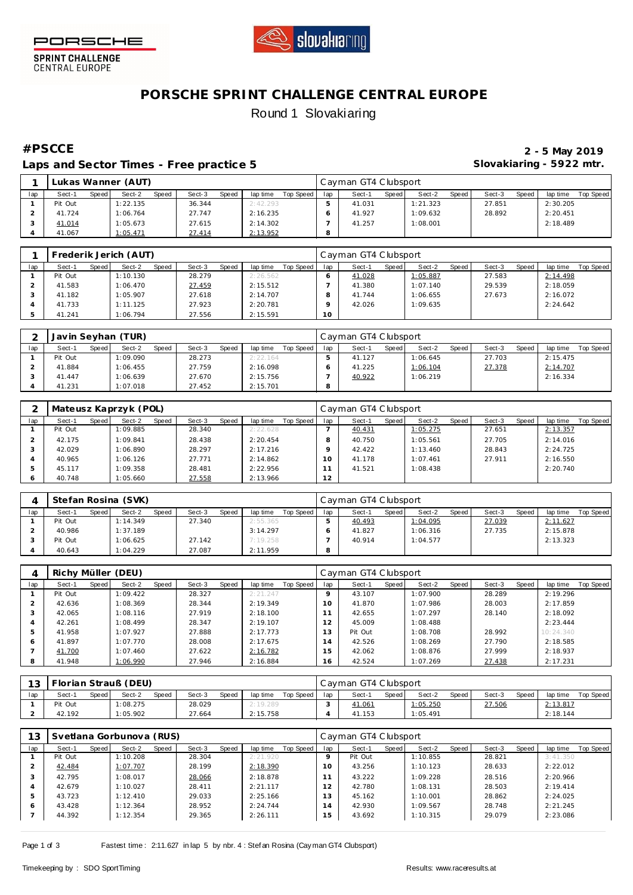PORSCHE SPRINT CHALLENGE CENTRAL EUROPE

# PORSCHE SPRINT CHALLENGE CENTRAL EUROPE

Round 1 Slovakiaring

## #PSCCE

**Laps and Sector Times - Free practice 5**

**2 - 5 May 2019**
**Slovakiaring - 5922 mtr.**

| 1 | Lukas Wanner (AUT) | | | | | | | | | Cayman GT4 Clubsport | | | | | | | | |
|---|---|---|---|---|---|---|---|---|---|---|---|---|---|---|---|---|---|---|
| lap | Sect-1 | Speed | Sect-2 | Speed | Sect-3 | Speed | lap time | Top Speed | lap | Sect-1 | Speed | Sect-2 | Speed | Sect-3 | Speed | lap time | Top Speed |
| 1 | Pit Out | | 1:22.135 | | 36.344 | | 2:42.293 | | 5 | 41.031 | | 1:21.323 | | 27.851 | | 2:30.205 | |
| 2 | 41.724 | | 1:06.764 | | 27.747 | | 2:16.235 | | 6 | 41.927 | | 1:09.632 | | 28.892 | | 2:20.451 | |
| 3 | 41.014 | | 1:05.673 | | 27.615 | | 2:14.302 | | 7 | 41.257 | | 1:08.001 | | | | 2:18.489 | |
| 4 | 41.067 | | 1:05.471 | | 27.414 | | 2:13.952 | | 8 | | | | | | | | |

| 1 | Frederik Jerich (AUT) | | | | | | | | | Cayman GT4 Clubsport | | | | | | | | |
|---|---|---|---|---|---|---|---|---|---|---|---|---|---|---|---|---|---|---|
| lap | Sect-1 | Speed | Sect-2 | Speed | Sect-3 | Speed | lap time | Top Speed | lap | Sect-1 | Speed | Sect-2 | Speed | Sect-3 | Speed | lap time | Top Speed |
| 1 | Pit Out | | 1:10.130 | | 28.279 | | 2:26.562 | | 6 | 41.028 | | 1:05.887 | | 27.583 | | 2:14.498 | |
| 2 | 41.583 | | 1:06.470 | | 27.459 | | 2:15.512 | | 7 | 41.380 | | 1:07.140 | | 29.539 | | 2:18.059 | |
| 3 | 41.182 | | 1:05.907 | | 27.618 | | 2:14.707 | | 8 | 41.744 | | 1:06.655 | | 27.673 | | 2:16.072 | |
| 4 | 41.733 | | 1:11.125 | | 27.923 | | 2:20.781 | | 9 | 42.026 | | 1:09.635 | | | | 2:24.642 | |
| 5 | 41.241 | | 1:06.794 | | 27.556 | | 2:15.591 | | 10 | | | | | | | | |

| 2 | Javin Seyhan (TUR) | | | | | | | | | Cayman GT4 Clubsport | | | | | | | | |
|---|---|---|---|---|---|---|---|---|---|---|---|---|---|---|---|---|---|---|
| lap | Sect-1 | Speed | Sect-2 | Speed | Sect-3 | Speed | lap time | Top Speed | lap | Sect-1 | Speed | Sect-2 | Speed | Sect-3 | Speed | lap time | Top Speed |
| 1 | Pit Out | | 1:09.090 | | 28.273 | | 2:22.164 | | 5 | 41.127 | | 1:06.645 | | 27.703 | | 2:15.475 | |
| 2 | 41.884 | | 1:06.455 | | 27.759 | | 2:16.098 | | 6 | 41.225 | | 1:06.104 | | 27.378 | | 2:14.707 | |
| 3 | 41.447 | | 1:06.639 | | 27.670 | | 2:15.756 | | 7 | 40.922 | | 1:06.219 | | | | 2:16.334 | |
| 4 | 41.231 | | 1:07.018 | | 27.452 | | 2:15.701 | | 8 | | | | | | | | |

| 2 | Mateusz Kaprzyk (POL) | | | | | | | | | Cayman GT4 Clubsport | | | | | | | | |
|---|---|---|---|---|---|---|---|---|---|---|---|---|---|---|---|---|---|---|
| lap | Sect-1 | Speed | Sect-2 | Speed | Sect-3 | Speed | lap time | Top Speed | lap | Sect-1 | Speed | Sect-2 | Speed | Sect-3 | Speed | lap time | Top Speed |
| 1 | Pit Out | | 1:09.885 | | 28.340 | | 2:22.628 | | 7 | 40.431 | | 1:05.275 | | 27.651 | | 2:13.357 | |
| 2 | 42.175 | | 1:09.841 | | 28.438 | | 2:20.454 | | 8 | 40.750 | | 1:05.561 | | 27.705 | | 2:14.016 | |
| 3 | 42.029 | | 1:06.890 | | 28.297 | | 2:17.216 | | 9 | 42.422 | | 1:13.460 | | 28.843 | | 2:24.725 | |
| 4 | 40.965 | | 1:06.126 | | 27.771 | | 2:14.862 | | 10 | 41.178 | | 1:07.461 | | 27.911 | | 2:16.550 | |
| 5 | 45.117 | | 1:09.358 | | 28.481 | | 2:22.956 | | 11 | 41.521 | | 1:08.438 | | | | 2:20.740 | |
| 6 | 40.748 | | 1:05.660 | | 27.558 | | 2:13.966 | | 12 | | | | | | | | |

| 4 | Stefan Rosina (SVK) | | | | | | | | | Cayman GT4 Clubsport | | | | | | | | |
|---|---|---|---|---|---|---|---|---|---|---|---|---|---|---|---|---|---|---|
| lap | Sect-1 | Speed | Sect-2 | Speed | Sect-3 | Speed | lap time | Top Speed | lap | Sect-1 | Speed | Sect-2 | Speed | Sect-3 | Speed | lap time | Top Speed |
| 1 | Pit Out | | 1:14.349 | | 27.340 | | 2:55.365 | | 5 | 40.493 | | 1:04.095 | | 27.039 | | 2:11.627 | |
| 2 | 40.986 | | 1:37.189 | | | | 3:14.297 | | 6 | 41.827 | | 1:06.316 | | 27.735 | | 2:15.878 | |
| 3 | Pit Out | | 1:06.625 | | 27.142 | | 7:19.258 | | 7 | 40.914 | | 1:04.577 | | | | 2:13.323 | |
| 4 | 40.643 | | 1:04.229 | | 27.087 | | 2:11.959 | | 8 | | | | | | | | |

| 4 | Richy Müller (DEU) | | | | | | | | | Cayman GT4 Clubsport | | | | | | | | |
|---|---|---|---|---|---|---|---|---|---|---|---|---|---|---|---|---|---|---|
| lap | Sect-1 | Speed | Sect-2 | Speed | Sect-3 | Speed | lap time | Top Speed | lap | Sect-1 | Speed | Sect-2 | Speed | Sect-3 | Speed | lap time | Top Speed |
| 1 | Pit Out | | 1:09.422 | | 28.327 | | 2:21.247 | | 9 | 43.107 | | 1:07.900 | | 28.289 | | 2:19.296 | |
| 2 | 42.636 | | 1:08.369 | | 28.344 | | 2:19.349 | | 10 | 41.870 | | 1:07.986 | | 28.003 | | 2:17.859 | |
| 3 | 42.065 | | 1:08.116 | | 27.919 | | 2:18.100 | | 11 | 42.655 | | 1:07.297 | | 28.140 | | 2:18.092 | |
| 4 | 42.261 | | 1:08.499 | | 28.347 | | 2:19.107 | | 12 | 45.009 | | 1:08.488 | | | | 2:23.444 | |
| 5 | 41.958 | | 1:07.927 | | 27.888 | | 2:17.773 | | 13 | Pit Out | | 1:08.708 | | 28.992 | | 10:24.340 | |
| 6 | 41.897 | | 1:07.770 | | 28.008 | | 2:17.675 | | 14 | 42.526 | | 1:08.269 | | 27.790 | | 2:18.585 | |
| 7 | 41.700 | | 1:07.460 | | 27.622 | | 2:16.782 | | 15 | 42.062 | | 1:08.876 | | 27.999 | | 2:18.937 | |
| 8 | 41.948 | | 1:06.990 | | 27.946 | | 2:16.884 | | 16 | 42.524 | | 1:07.269 | | 27.438 | | 2:17.231 | |

| 13 | Florian Strauß (DEU) | | | | | | | | | Cayman GT4 Clubsport | | | | | | | | |
|---|---|---|---|---|---|---|---|---|---|---|---|---|---|---|---|---|---|---|
| lap | Sect-1 | Speed | Sect-2 | Speed | Sect-3 | Speed | lap time | Top Speed | lap | Sect-1 | Speed | Sect-2 | Speed | Sect-3 | Speed | lap time | Top Speed |
| 1 | Pit Out | | 1:08.275 | | 28.029 | | 2:19.289 | | 3 | 41.061 | | 1:05.250 | | 27.506 | | 2:13.817 | |
| 2 | 42.192 | | 1:05.902 | | 27.664 | | 2:15.758 | | 4 | 41.153 | | 1:05.491 | | | | 2:18.144 | |

| 13 | Svetlana Gorbunova (RUS) | | | | | | | | | Cayman GT4 Clubsport | | | | | | | | |
|---|---|---|---|---|---|---|---|---|---|---|---|---|---|---|---|---|---|---|
| lap | Sect-1 | Speed | Sect-2 | Speed | Sect-3 | Speed | lap time | Top Speed | lap | Sect-1 | Speed | Sect-2 | Speed | Sect-3 | Speed | lap time | Top Speed |
| 1 | Pit Out | | 1:10.208 | | 28.304 | | 2:21.920 | | 9 | Pit Out | | 1:10.855 | | 28.821 | | 3:41.350 | |
| 2 | 42.484 | | 1:07.707 | | 28.199 | | 2:18.390 | | 10 | 43.256 | | 1:10.123 | | 28.633 | | 2:22.012 | |
| 3 | 42.795 | | 1:08.017 | | 28.066 | | 2:18.878 | | 11 | 43.222 | | 1:09.228 | | 28.516 | | 2:20.966 | |
| 4 | 42.679 | | 1:10.027 | | 28.411 | | 2:21.117 | | 12 | 42.780 | | 1:08.131 | | 28.503 | | 2:19.414 | |
| 5 | 43.723 | | 1:12.410 | | 29.033 | | 2:25.166 | | 13 | 45.162 | | 1:10.001 | | 28.862 | | 2:24.025 | |
| 6 | 43.428 | | 1:12.364 | | 28.952 | | 2:24.744 | | 14 | 42.930 | | 1:09.567 | | 28.748 | | 2:21.245 | |
| 7 | 44.392 | | 1:12.354 | | 29.365 | | 2:26.111 | | 15 | 43.692 | | 1:10.315 | | 29.079 | | 2:23.086 | |

Fastest time : 2:11.627 in lap 5 by nbr. 4 : Stefan Rosina (Cayman GT4 Clubsport)

Timekeeping by : SDO SportTiming

Results: www.raceresults.at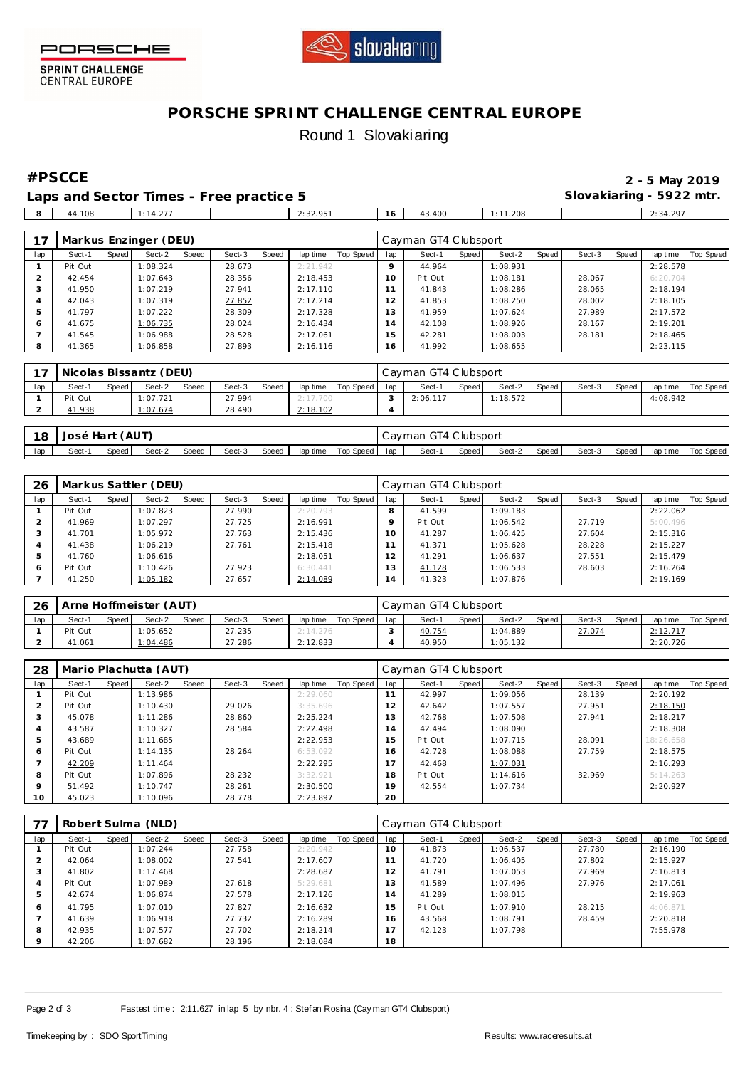PORSCHE SPRINT CHALLENGE CENTRAL EUROPE

# PORSCHE SPRINT CHALLENGE CENTRAL EUROPE

Round 1 Slovakiaring

## #PSCCE

**2 - 5 May 2019**

## Laps and Sector Times - Free practice 5

**Slovakiaring - 5922 mtr.**

| 8 | 44.108 | | 1:14.277 | | | | 2:32.951 | | 16 | 43.400 | | 1:11.208 | | | | 2:34.297 | |
|---|---|---|---|---|---|---|---|---|---|---|---|---|---|---|---|---|---|

| 17 | Markus Enzinger (DEU) | | | | | | | | Cayman GT4 Clubsport | | | | | | | | |
|---|---|---|---|---|---|---|---|---|---|---|---|---|---|---|---|---|---|
| lap | Sect-1 | Speed | Sect-2 | Speed | Sect-3 | Speed | lap time | Top Speed | lap | Sect-1 | Speed | Sect-2 | Speed | Sect-3 | Speed | lap time | Top Speed |
| 1 | Pit Out | | 1:08.324 | | 28.673 | | 2:21.942 | | 9 | 44.964 | | 1:08.931 | | | | 2:28.578 | |
| 2 | 42.454 | | 1:07.643 | | 28.356 | | 2:18.453 | | 10 | Pit Out | | 1:08.181 | | 28.067 | | 6:20.704 | |
| 3 | 41.950 | | 1:07.219 | | 27.941 | | 2:17.110 | | 11 | 41.843 | | 1:08.286 | | 28.065 | | 2:18.194 | |
| 4 | 42.043 | | 1:07.319 | | 27.852 | | 2:17.214 | | 12 | 41.853 | | 1:08.250 | | 28.002 | | 2:18.105 | |
| 5 | 41.797 | | 1:07.222 | | 28.309 | | 2:17.328 | | 13 | 41.959 | | 1:07.624 | | 27.989 | | 2:17.572 | |
| 6 | 41.675 | | 1:06.735 | | 28.024 | | 2:16.434 | | 14 | 42.108 | | 1:08.926 | | 28.167 | | 2:19.201 | |
| 7 | 41.545 | | 1:06.988 | | 28.528 | | 2:17.061 | | 15 | 42.281 | | 1:08.003 | | 28.181 | | 2:18.465 | |
| 8 | 41.365 | | 1:06.858 | | 27.893 | | 2:16.116 | | 16 | 41.992 | | 1:08.655 | | | | 2:23.115 | |

| 17 | Nicolas Bissantz (DEU) | | | | | | | | Cayman GT4 Clubsport | | | | | | | | |
|---|---|---|---|---|---|---|---|---|---|---|---|---|---|---|---|---|---|
| lap | Sect-1 | Speed | Sect-2 | Speed | Sect-3 | Speed | lap time | Top Speed | lap | Sect-1 | Speed | Sect-2 | Speed | Sect-3 | Speed | lap time | Top Speed |
| 1 | Pit Out | | 1:07.721 | | 27.994 | | 2:17.700 | | 3 | 2:06.117 | | 1:18.572 | | | | 4:08.942 | |
| 2 | 41.938 | | 1:07.674 | | 28.490 | | 2:18.102 | | 4 | | | | | | | | |

| 18 | José Hart (AUT) | | | | | | | | Cayman GT4 Clubsport | | | | | | | | |
|---|---|---|---|---|---|---|---|---|---|---|---|---|---|---|---|---|---|
| lap | Sect-1 | Speed | Sect-2 | Speed | Sect-3 | Speed | lap time | Top Speed | lap | Sect-1 | Speed | Sect-2 | Speed | Sect-3 | Speed | lap time | Top Speed |

| 26 | Markus Sattler (DEU) | | | | | | | | Cayman GT4 Clubsport | | | | | | | | |
|---|---|---|---|---|---|---|---|---|---|---|---|---|---|---|---|---|---|
| lap | Sect-1 | Speed | Sect-2 | Speed | Sect-3 | Speed | lap time | Top Speed | lap | Sect-1 | Speed | Sect-2 | Speed | Sect-3 | Speed | lap time | Top Speed |
| 1 | Pit Out | | 1:07.823 | | 27.990 | | 2:20.793 | | 8 | 41.599 | | 1:09.183 | | | | 2:22.062 | |
| 2 | 41.969 | | 1:07.297 | | 27.725 | | 2:16.991 | | 9 | Pit Out | | 1:06.542 | | 27.719 | | 5:00.496 | |
| 3 | 41.701 | | 1:05.972 | | 27.763 | | 2:15.436 | | 10 | 41.287 | | 1:06.425 | | 27.604 | | 2:15.316 | |
| 4 | 41.438 | | 1:06.219 | | 27.761 | | 2:15.418 | | 11 | 41.371 | | 1:05.628 | | 28.228 | | 2:15.227 | |
| 5 | 41.760 | | 1:06.616 | | | | 2:18.051 | | 12 | 41.291 | | 1:06.637 | | 27.551 | | 2:15.479 | |
| 6 | Pit Out | | 1:10.426 | | 27.923 | | 6:30.441 | | 13 | 41.128 | | 1:06.533 | | 28.603 | | 2:16.264 | |
| 7 | 41.250 | | 1:05.182 | | 27.657 | | 2:14.089 | | 14 | 41.323 | | 1:07.876 | | | | 2:19.169 | |

| 26 | Arne Hoffmeister (AUT) | | | | | | | | Cayman GT4 Clubsport | | | | | | | | |
|---|---|---|---|---|---|---|---|---|---|---|---|---|---|---|---|---|---|
| lap | Sect-1 | Speed | Sect-2 | Speed | Sect-3 | Speed | lap time | Top Speed | lap | Sect-1 | Speed | Sect-2 | Speed | Sect-3 | Speed | lap time | Top Speed |
| 1 | Pit Out | | 1:05.652 | | 27.235 | | 2:14.276 | | 3 | 40.754 | | 1:04.889 | | 27.074 | | 2:12.717 | |
| 2 | 41.061 | | 1:04.486 | | 27.286 | | 2:12.833 | | 4 | 40.950 | | 1:05.132 | | | | 2:20.726 | |

| 28 | Mario Plachutta (AUT) | | | | | | | | Cayman GT4 Clubsport | | | | | | | | |
|---|---|---|---|---|---|---|---|---|---|---|---|---|---|---|---|---|---|
| lap | Sect-1 | Speed | Sect-2 | Speed | Sect-3 | Speed | lap time | Top Speed | lap | Sect-1 | Speed | Sect-2 | Speed | Sect-3 | Speed | lap time | Top Speed |
| 1 | Pit Out | | 1:13.986 | | | | 2:29.060 | | 11 | 42.997 | | 1:09.056 | | 28.139 | | 2:20.192 | |
| 2 | Pit Out | | 1:10.430 | | 29.026 | | 3:35.696 | | 12 | 42.642 | | 1:07.557 | | 27.951 | | 2:18.150 | |
| 3 | 45.078 | | 1:11.286 | | 28.860 | | 2:25.224 | | 13 | 42.768 | | 1:07.508 | | 27.941 | | 2:18.217 | |
| 4 | 43.587 | | 1:10.327 | | 28.584 | | 2:22.498 | | 14 | 42.494 | | 1:08.090 | | | | 2:18.308 | |
| 5 | 43.689 | | 1:11.685 | | | | 2:22.953 | | 15 | Pit Out | | 1:07.715 | | 28.091 | | 18:26.658 | |
| 6 | Pit Out | | 1:14.135 | | 28.264 | | 6:53.092 | | 16 | 42.728 | | 1:08.088 | | 27.759 | | 2:18.575 | |
| 7 | 42.209 | | 1:11.464 | | | | 2:22.295 | | 17 | 42.468 | | 1:07.031 | | | | 2:16.293 | |
| 8 | Pit Out | | 1:07.896 | | 28.232 | | 3:32.921 | | 18 | Pit Out | | 1:14.616 | | 32.969 | | 5:14.263 | |
| 9 | 51.492 | | 1:10.747 | | 28.261 | | 2:30.500 | | 19 | 42.554 | | 1:07.734 | | | | 2:20.927 | |
| 10 | 45.023 | | 1:10.096 | | 28.778 | | 2:23.897 | | 20 | | | | | | | | |

| 77 | Robert Sulma (NLD) | | | | | | | | Cayman GT4 Clubsport | | | | | | | | |
|---|---|---|---|---|---|---|---|---|---|---|---|---|---|---|---|---|---|
| lap | Sect-1 | Speed | Sect-2 | Speed | Sect-3 | Speed | lap time | Top Speed | lap | Sect-1 | Speed | Sect-2 | Speed | Sect-3 | Speed | lap time | Top Speed |
| 1 | Pit Out | | 1:07.244 | | 27.758 | | 2:20.942 | | 10 | 41.873 | | 1:06.537 | | 27.780 | | 2:16.190 | |
| 2 | 42.064 | | 1:08.002 | | 27.541 | | 2:17.607 | | 11 | 41.720 | | 1:06.405 | | 27.802 | | 2:15.927 | |
| 3 | 41.802 | | 1:17.468 | | | | 2:28.687 | | 12 | 41.791 | | 1:07.053 | | 27.969 | | 2:16.813 | |
| 4 | Pit Out | | 1:07.989 | | 27.618 | | 5:29.681 | | 13 | 41.589 | | 1:07.496 | | 27.976 | | 2:17.061 | |
| 5 | 42.674 | | 1:06.874 | | 27.578 | | 2:17.126 | | 14 | 41.289 | | 1:08.015 | | | | 2:19.963 | |
| 6 | 41.795 | | 1:07.010 | | 27.827 | | 2:16.632 | | 15 | Pit Out | | 1:07.910 | | 28.215 | | 4:06.871 | |
| 7 | 41.639 | | 1:06.918 | | 27.732 | | 2:16.289 | | 16 | 43.568 | | 1:08.791 | | 28.459 | | 2:20.818 | |
| 8 | 42.935 | | 1:07.577 | | 27.702 | | 2:18.214 | | 17 | 42.123 | | 1:07.798 | | | | 7:55.978 | |
| 9 | 42.206 | | 1:07.682 | | 28.196 | | 2:18.084 | | 18 | | | | | | | | |

Fastest time : 2:11.627 in lap 5 by nbr. 4 : Stefan Rosina (Cayman GT4 Clubsport)

Timekeeping by : SDO SportTiming

Results: www.raceresults.at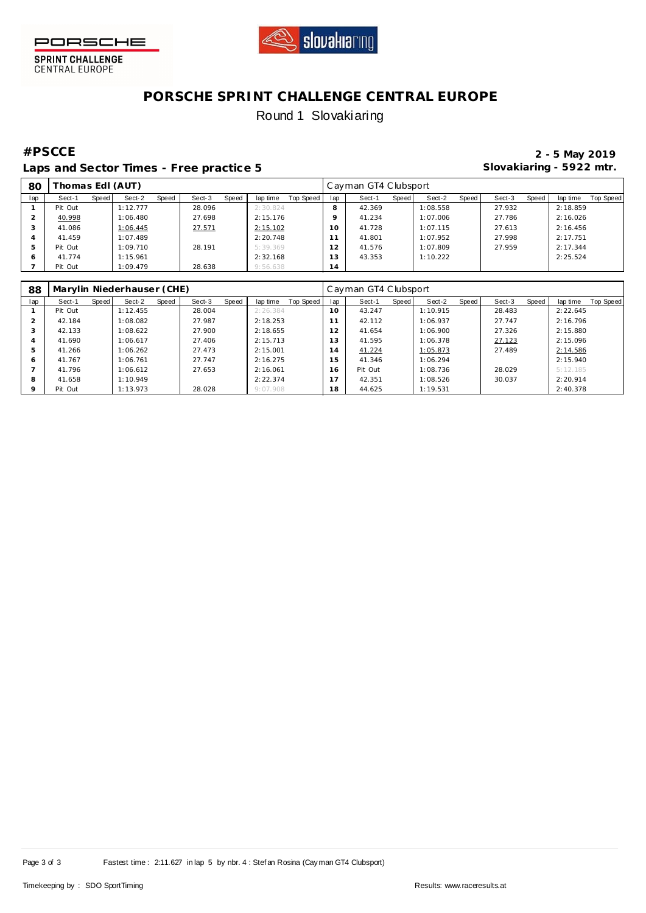PORSCHE SPRINT CHALLENGE CENTRAL EUROPE

# PORSCHE SPRINT CHALLENGE CENTRAL EUROPE

Round 1 Slovakiaring

## #PSCCE

**Laps and Sector Times - Free practice 5**

**2 - 5 May 2019**
**Slovakiaring - 5922 mtr.**

| 80 | Thomas Edl (AUT) | | | | | | | | Cayman GT4 Clubsport | | | | | | | | |
|---|---|---|---|---|---|---|---|---|---|---|---|---|---|---|---|---|---|
| lap | Sect-1 | Speed | Sect-2 | Speed | Sect-3 | Speed | lap time | Top Speed | lap | Sect-1 | Speed | Sect-2 | Speed | Sect-3 | Speed | lap time | Top Speed |
| 1 | Pit Out | | 1:12.777 | | 28.096 | | 2:30.824 | | 8 | 42.369 | | 1:08.558 | | 27.932 | | 2:18.859 | |
| 2 | 40.998 | | 1:06.480 | | 27.698 | | 2:15.176 | | 9 | 41.234 | | 1:07.006 | | 27.786 | | 2:16.026 | |
| 3 | 41.086 | | 1:06.445 | | 27.571 | | 2:15.102 | | 10 | 41.728 | | 1:07.115 | | 27.613 | | 2:16.456 | |
| 4 | 41.459 | | 1:07.489 | | | | 2:20.748 | | 11 | 41.801 | | 1:07.952 | | 27.998 | | 2:17.751 | |
| 5 | Pit Out | | 1:09.710 | | 28.191 | | 5:39.369 | | 12 | 41.576 | | 1:07.809 | | 27.959 | | 2:17.344 | |
| 6 | 41.774 | | 1:15.961 | | | | 2:32.168 | | 13 | 43.353 | | 1:10.222 | | | | 2:25.524 | |
| 7 | Pit Out | | 1:09.479 | | 28.638 | | 9:56.638 | | 14 | | | | | | | | |

| 88 | Marylin Niederhauser (CHE) | | | | | | | | Cayman GT4 Clubsport | | | | | | | | |
|---|---|---|---|---|---|---|---|---|---|---|---|---|---|---|---|---|---|
| lap | Sect-1 | Speed | Sect-2 | Speed | Sect-3 | Speed | lap time | Top Speed | lap | Sect-1 | Speed | Sect-2 | Speed | Sect-3 | Speed | lap time | Top Speed |
| 1 | Pit Out | | 1:12.455 | | 28.004 | | 2:26.384 | | 10 | 43.247 | | 1:10.915 | | 28.483 | | 2:22.645 | |
| 2 | 42.184 | | 1:08.082 | | 27.987 | | 2:18.253 | | 11 | 42.112 | | 1:06.937 | | 27.747 | | 2:16.796 | |
| 3 | 42.133 | | 1:08.622 | | 27.900 | | 2:18.655 | | 12 | 41.654 | | 1:06.900 | | 27.326 | | 2:15.880 | |
| 4 | 41.690 | | 1:06.617 | | 27.406 | | 2:15.713 | | 13 | 41.595 | | 1:06.378 | | 27.123 | | 2:15.096 | |
| 5 | 41.266 | | 1:06.262 | | 27.473 | | 2:15.001 | | 14 | 41.224 | | 1:05.873 | | 27.489 | | 2:14.586 | |
| 6 | 41.767 | | 1:06.761 | | 27.747 | | 2:16.275 | | 15 | 41.346 | | 1:06.294 | | | | 2:15.940 | |
| 7 | 41.796 | | 1:06.612 | | 27.653 | | 2:16.061 | | 16 | Pit Out | | 1:08.736 | | 28.029 | | 5:12.185 | |
| 8 | 41.658 | | 1:10.949 | | | | 2:22.374 | | 17 | 42.351 | | 1:08.526 | | 30.037 | | 2:20.914 | |
| 9 | Pit Out | | 1:13.973 | | 28.028 | | 9:07.908 | | 18 | 44.625 | | 1:19.531 | | | | 2:40.378 | |

Fastest time : 2:11.627 in lap 5 by nbr. 4 : Stefan Rosina (Cayman GT4 Clubsport)

Timekeeping by : SDO SportTiming

Results: www.raceresults.at